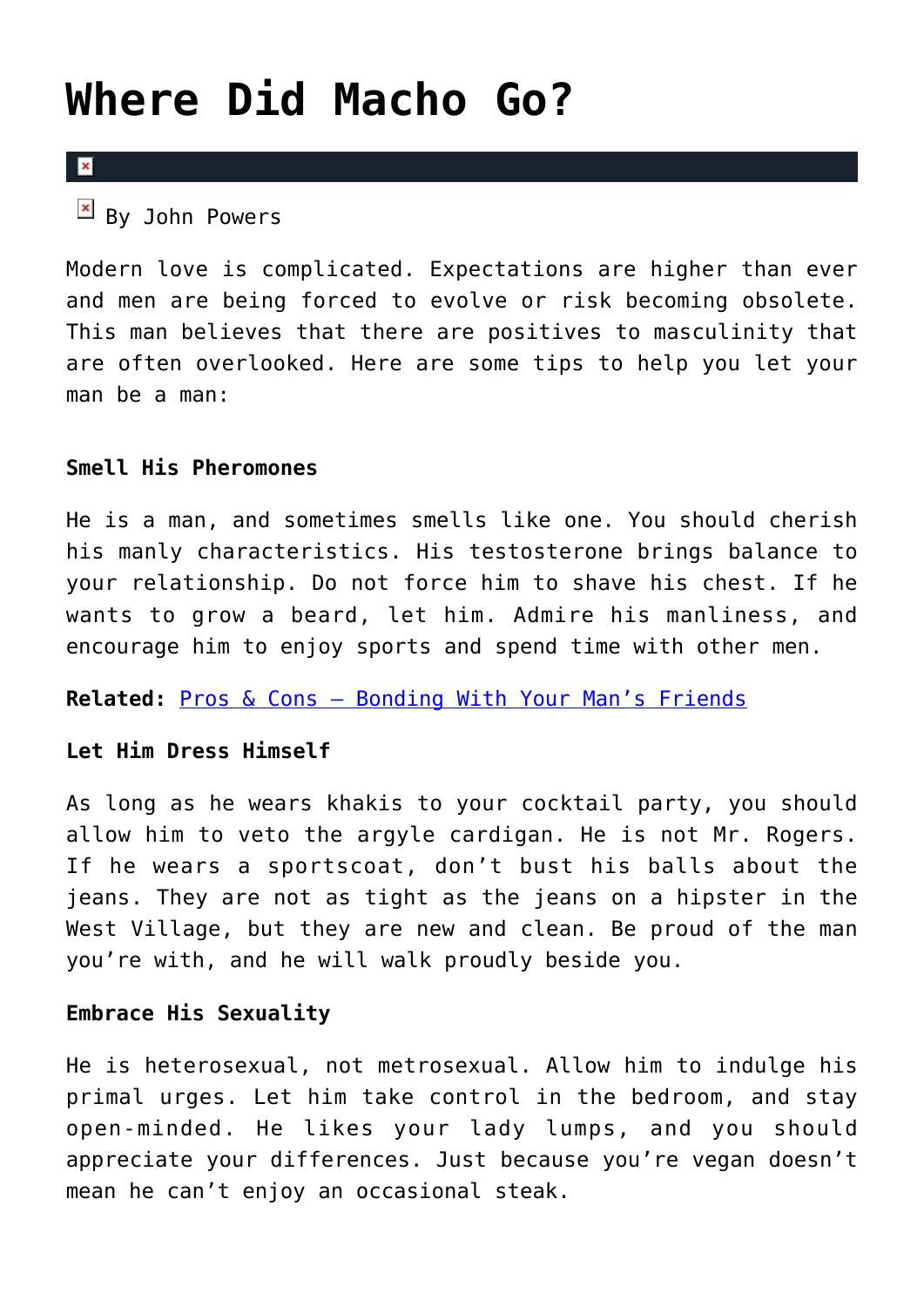# Where Did Macho Go?

By John Powers

Modern love is complicated. Expectations are higher than ever and men are being forced to evolve or risk becoming obsolete. This man believes that there are positives to masculinity that are often overlooked. Here are some tips to help you let your man be a man:

**Smell His Pheromones**

He is a man, and sometimes smells like one. You should cherish his manly characteristics. His testosterone brings balance to your relationship. Do not force him to shave his chest. If he wants to grow a beard, let him. Admire his manliness, and encourage him to enjoy sports and spend time with other men.

**Related:** Pros & Cons – Bonding With Your Man's Friends

**Let Him Dress Himself**

As long as he wears khakis to your cocktail party, you should allow him to veto the argyle cardigan. He is not Mr. Rogers. If he wears a sportscoat, don't bust his balls about the jeans. They are not as tight as the jeans on a hipster in the West Village, but they are new and clean. Be proud of the man you're with, and he will walk proudly beside you.

**Embrace His Sexuality**

He is heterosexual, not metrosexual. Allow him to indulge his primal urges. Let him take control in the bedroom, and stay open-minded. He likes your lady lumps, and you should appreciate your differences. Just because you're vegan doesn't mean he can't enjoy an occasional steak.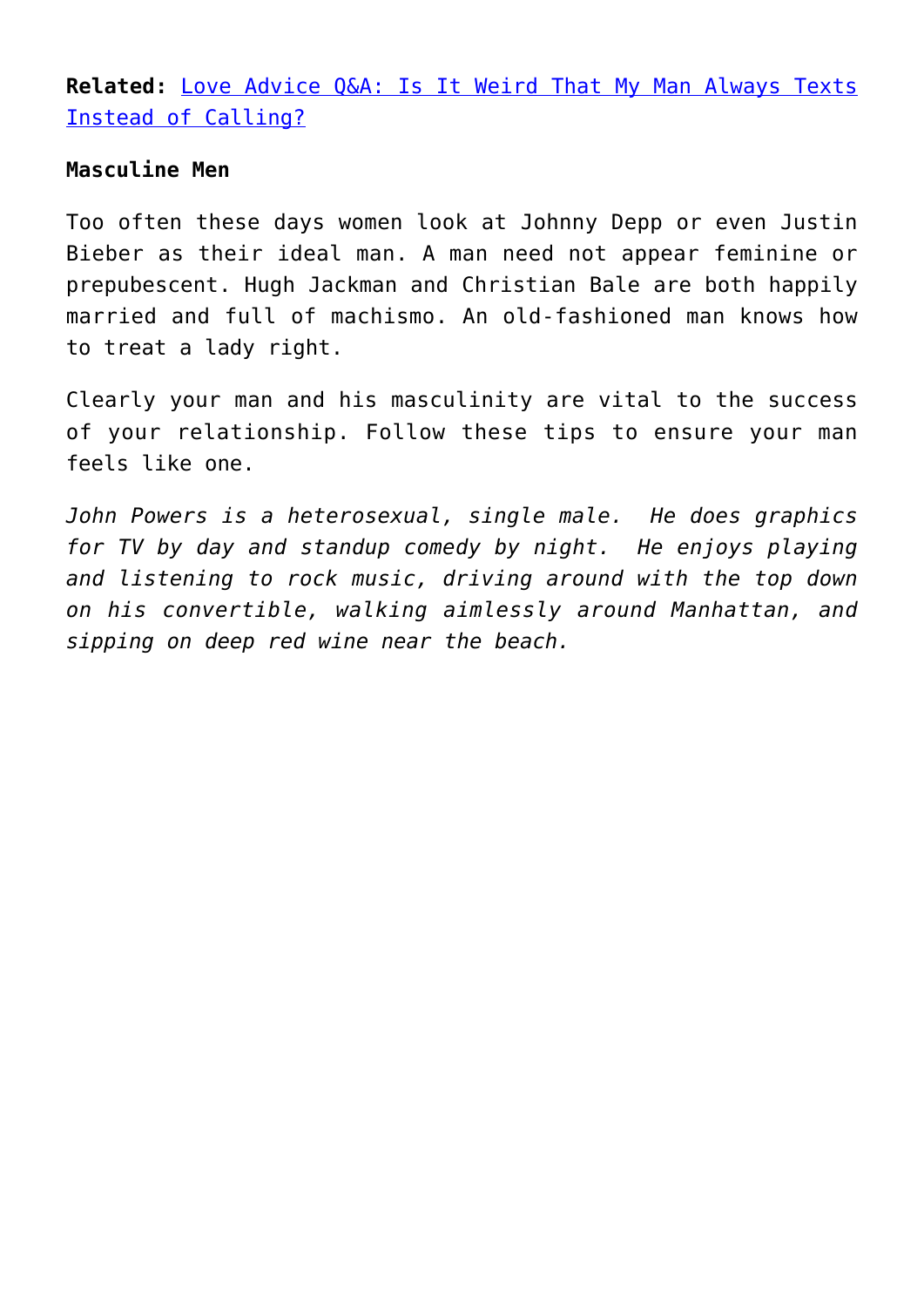**Related:** [Love Advice Q&A: Is It Weird That My Man Always Texts Instead of Calling?]

**Masculine Men**

Too often these days women look at Johnny Depp or even Justin Bieber as their ideal man. A man need not appear feminine or prepubescent. Hugh Jackman and Christian Bale are both happily married and full of machismo. An old-fashioned man knows how to treat a lady right.

Clearly your man and his masculinity are vital to the success of your relationship. Follow these tips to ensure your man feels like one.

*John Powers is a heterosexual, single male. He does graphics for TV by day and standup comedy by night. He enjoys playing and listening to rock music, driving around with the top down on his convertible, walking aimlessly around Manhattan, and sipping on deep red wine near the beach.*